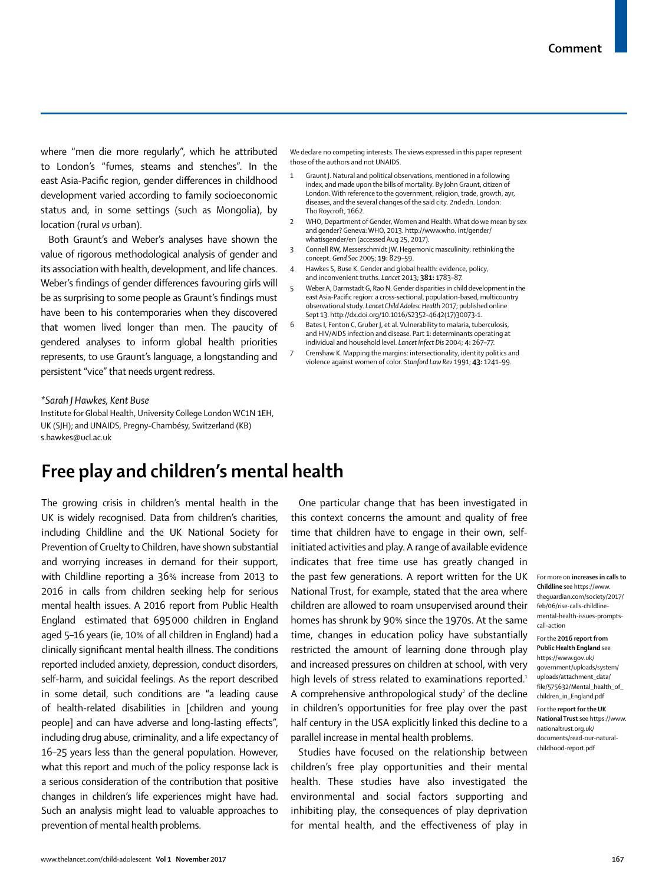where "men die more regularly", which he attributed to London's "fumes, steams and stenches". In the east Asia-Pacific region, gender differences in childhood development varied according to family socioeconomic status and, in some settings (such as Mongolia), by location (rural *vs* urban).

Both Graunt's and Weber's analyses have shown the value of rigorous methodological analysis of gender and its association with health, development, and life chances. Weber's findings of gender differences favouring girls will be as surprising to some people as Graunt's findings must have been to his contemporaries when they discovered that women lived longer than men. The paucity of gendered analyses to inform global health priorities represents, to use Graunt's language, a longstanding and persistent "vice" that needs urgent redress.

*\*Sarah J Hawkes, Kent Buse*

Institute for Global Health, University College London WC1N 1EH, UK (SJH); and UNAIDS, Pregny-Chambésy, Switzerland (KB)
s.hawkes@ucl.ac.uk

We declare no competing interests. The views expressed in this paper represent those of the authors and not UNAIDS.

1. Graunt J. Natural and political observations, mentioned in a following index, and made upon the bills of mortality. By John Graunt, citizen of London. With reference to the government, religion, trade, growth, ayr, diseases, and the several changes of the said city. 2nd edn. London: Tho Roycroft, 1662.
2. WHO, Department of Gender, Women and Health. What do we mean by sex and gender? Geneva: WHO, 2013. http://www.who. int/gender/whatisgender/en (accessed Aug 25, 2017).
3. Connell RW, Messerschmidt JW. Hegemonic masculinity: rethinking the concept. *Gend Soc* 2005; **19:** 829–59.
4. Hawkes S, Buse K. Gender and global health: evidence, policy, and inconvenient truths. *Lancet* 2013; **381:** 1783–87.
5. Weber A, Darmstadt G, Rao N. Gender disparities in child development in the east Asia-Pacific region: a cross-sectional, population-based, multicountry observational study. *Lancet Child Adolesc Health* 2017; published online Sept 13. http://dx.doi.org/10.1016/S2352-4642(17)30073-1.
6. Bates I, Fenton C, Gruber J, et al. Vulnerability to malaria, tuberculosis, and HIV/AIDS infection and disease. Part 1: determinants operating at individual and household level. *Lancet Infect Dis* 2004; **4:** 267–77.
7. Crenshaw K. Mapping the margins: intersectionality, identity politics and violence against women of color. *Stanford Law Rev* 1991; **43:** 1241–99.

# Free play and children's mental health

The growing crisis in children's mental health in the UK is widely recognised. Data from children's charities, including Childline and the UK National Society for Prevention of Cruelty to Children, have shown substantial and worrying increases in demand for their support, with Childline reporting a 36% increase from 2013 to 2016 in calls from children seeking help for serious mental health issues. A 2016 report from Public Health England estimated that 695 000 children in England aged 5–16 years (ie, 10% of all children in England) had a clinically significant mental health illness. The conditions reported included anxiety, depression, conduct disorders, self-harm, and suicidal feelings. As the report described in some detail, such conditions are "a leading cause of health-related disabilities in [children and young people] and can have adverse and long-lasting effects", including drug abuse, criminality, and a life expectancy of 16–25 years less than the general population. However, what this report and much of the policy response lack is a serious consideration of the contribution that positive changes in children's life experiences might have had. Such an analysis might lead to valuable approaches to prevention of mental health problems.

One particular change that has been investigated in this context concerns the amount and quality of free time that children have to engage in their own, self-initiated activities and play. A range of available evidence indicates that free time use has greatly changed in the past few generations. A report written for the UK National Trust, for example, stated that the area where children are allowed to roam unsupervised around their homes has shrunk by 90% since the 1970s. At the same time, changes in education policy have substantially restricted the amount of learning done through play and increased pressures on children at school, with very high levels of stress related to examinations reported.[1] A comprehensive anthropological study[2] of the decline in children's opportunities for free play over the past half century in the USA explicitly linked this decline to a parallel increase in mental health problems.

Studies have focused on the relationship between children's free play opportunities and their mental health. These studies have also investigated the environmental and social factors supporting and inhibiting play, the consequences of play deprivation for mental health, and the effectiveness of play in

For more on **increases in calls to Childline** see https://www.theguardian.com/society/2017/feb/06/rise-calls-childline-mental-health-issues-prompts-call-action

For the **2016 report from Public Health England** see https://www.gov.uk/government/uploads/system/uploads/attachment_data/file/575632/Mental_health_of_children_in_England.pdf

For the **report for the UK National Trust** see https://www.nationaltrust.org.uk/documents/read-our-natural-childhood-report.pdf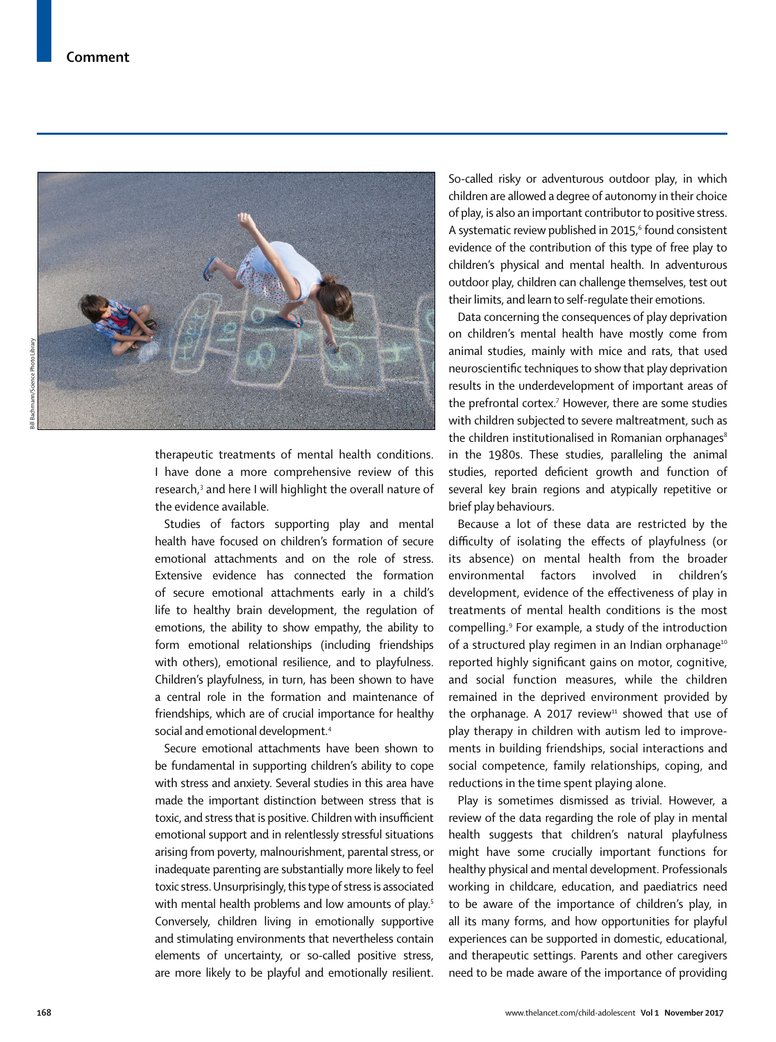therapeutic treatments of mental health conditions. I have done a more comprehensive review of this research,[3] and here I will highlight the overall nature of the evidence available.

Studies of factors supporting play and mental health have focused on children's formation of secure emotional attachments and on the role of stress. Extensive evidence has connected the formation of secure emotional attachments early in a child's life to healthy brain development, the regulation of emotions, the ability to show empathy, the ability to form emotional relationships (including friendships with others), emotional resilience, and to playfulness. Children's playfulness, in turn, has been shown to have a central role in the formation and maintenance of friendships, which are of crucial importance for healthy social and emotional development.[4]

Secure emotional attachments have been shown to be fundamental in supporting children's ability to cope with stress and anxiety. Several studies in this area have made the important distinction between stress that is toxic, and stress that is positive. Children with insufficient emotional support and in relentlessly stressful situations arising from poverty, malnourishment, parental stress, or inadequate parenting are substantially more likely to feel toxic stress. Unsurprisingly, this type of stress is associated with mental health problems and low amounts of play.[5] Conversely, children living in emotionally supportive and stimulating environments that nevertheless contain elements of uncertainty, or so-called positive stress, are more likely to be playful and emotionally resilient. So-called risky or adventurous outdoor play, in which children are allowed a degree of autonomy in their choice of play, is also an important contributor to positive stress. A systematic review published in 2015,[6] found consistent evidence of the contribution of this type of free play to children's physical and mental health. In adventurous outdoor play, children can challenge themselves, test out their limits, and learn to self-regulate their emotions.

Data concerning the consequences of play deprivation on children's mental health have mostly come from animal studies, mainly with mice and rats, that used neuroscientific techniques to show that play deprivation results in the underdevelopment of important areas of the prefrontal cortex.[7] However, there are some studies with children subjected to severe maltreatment, such as the children institutionalised in Romanian orphanages[8] in the 1980s. These studies, paralleling the animal studies, reported deficient growth and function of several key brain regions and atypically repetitive or brief play behaviours.

Because a lot of these data are restricted by the difficulty of isolating the effects of playfulness (or its absence) on mental health from the broader environmental factors involved in children's development, evidence of the effectiveness of play in treatments of mental health conditions is the most compelling.[9] For example, a study of the introduction of a structured play regimen in an Indian orphanage[10] reported highly significant gains on motor, cognitive, and social function measures, while the children remained in the deprived environment provided by the orphanage. A 2017 review[11] showed that use of play therapy in children with autism led to improvements in building friendships, social interactions and social competence, family relationships, coping, and reductions in the time spent playing alone.

Play is sometimes dismissed as trivial. However, a review of the data regarding the role of play in mental health suggests that children's natural playfulness might have some crucially important functions for healthy physical and mental development. Professionals working in childcare, education, and paediatrics need to be aware of the importance of children's play, in all its many forms, and how opportunities for playful experiences can be supported in domestic, educational, and therapeutic settings. Parents and other caregivers need to be made aware of the importance of providing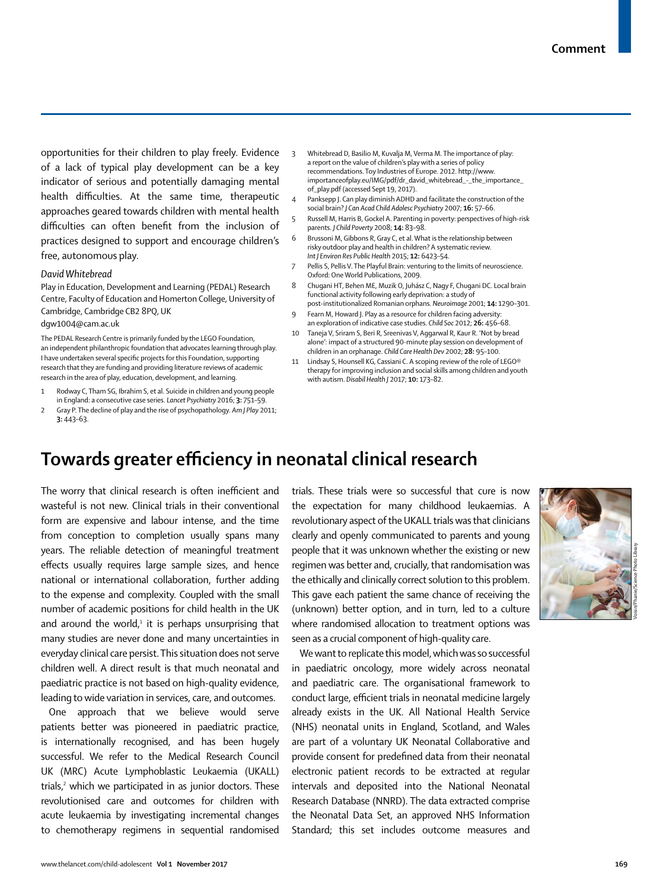opportunities for their children to play freely. Evidence of a lack of typical play development can be a key indicator of serious and potentially damaging mental health difficulties. At the same time, therapeutic approaches geared towards children with mental health difficulties can often benefit from the inclusion of practices designed to support and encourage children's free, autonomous play.

*David Whitebread*

Play in Education, Development and Learning (PEDAL) Research Centre, Faculty of Education and Homerton College, University of Cambridge, Cambridge CB2 8PQ, UK
dgw1004@cam.ac.uk

The PEDAL Research Centre is primarily funded by the LEGO Foundation, an independent philanthropic foundation that advocates learning through play. I have undertaken several specific projects for this Foundation, supporting research that they are funding and providing literature reviews of academic research in the area of play, education, development, and learning.

1. Rodway C, Tham SG, Ibrahim S, et al. Suicide in children and young people in England: a consecutive case series. *Lancet Psychiatry* 2016; **3:** 751–59.
2. Gray P. The decline of play and the rise of psychopathology. *Am J Play* 2011; **3:** 443–63.
3. Whitebread D, Basilio M, Kuvalja M, Verma M. The importance of play: a report on the value of children's play with a series of policy recommendations. Toy Industries of Europe. 2012. http://www.importanceofplay.eu/IMG/pdf/dr_david_whitebread_-_the_importance_of_play.pdf (accessed Sept 19, 2017).
4. Panksepp J. Can play diminish ADHD and facilitate the construction of the social brain? *J Can Acad Child Adolesc Psychiatry* 2007; **16:** 57–66.
5. Russell M, Harris B, Gockel A. Parenting in poverty: perspectives of high-risk parents. *J Child Poverty* 2008; **14:** 83–98.
6. Brussoni M, Gibbons R, Gray C, et al. What is the relationship between risky outdoor play and health in children? A systematic review. *Int J Environ Res Public Health* 2015; **12:** 6423–54.
7. Pellis S, Pellis V. The Playful Brain: venturing to the limits of neuroscience. Oxford: One World Publications, 2009.
8. Chugani HT, Behen ME, Muzik O, Juhász C, Nagy F, Chugani DC. Local brain functional activity following early deprivation: a study of post-institutionalized Romanian orphans. *Neuroimage* 2001; **14:** 1290–301.
9. Fearn M, Howard J. Play as a resource for children facing adversity: an exploration of indicative case studies. *Child Soc* 2012; **26:** 456–68.
10. Taneja V, Sriram S, Beri R, Sreenivas V, Aggarwal R, Kaur R. 'Not by bread alone': impact of a structured 90-minute play session on development of children in an orphanage. *Child Care Health Dev* 2002; **28:** 95–100.
11. Lindsay S, Hounsell KG, Cassiani C. A scoping review of the role of LEGO® therapy for improving inclusion and social skills among children and youth with autism. *Disabil Health J* 2017; **10:** 173–82.

# Towards greater efficiency in neonatal clinical research

The worry that clinical research is often inefficient and wasteful is not new. Clinical trials in their conventional form are expensive and labour intense, and the time from conception to completion usually spans many years. The reliable detection of meaningful treatment effects usually requires large sample sizes, and hence national or international collaboration, further adding to the expense and complexity. Coupled with the small number of academic positions for child health in the UK and around the world,[1] it is perhaps unsurprising that many studies are never done and many uncertainties in everyday clinical care persist. This situation does not serve children well. A direct result is that much neonatal and paediatric practice is not based on high-quality evidence, leading to wide variation in services, care, and outcomes.

One approach that we believe would serve patients better was pioneered in paediatric practice, is internationally recognised, and has been hugely successful. We refer to the Medical Research Council UK (MRC) Acute Lymphoblastic Leukaemia (UKALL) trials,[2] which we participated in as junior doctors. These revolutionised care and outcomes for children with acute leukaemia by investigating incremental changes to chemotherapy regimens in sequential randomised trials. These trials were so successful that cure is now the expectation for many childhood leukaemias. A revolutionary aspect of the UKALL trials was that clinicians clearly and openly communicated to parents and young people that it was unknown whether the existing or new regimen was better and, crucially, that randomisation was the ethically and clinically correct solution to this problem. This gave each patient the same chance of receiving the (unknown) better option, and in turn, led to a culture where randomised allocation to treatment options was seen as a crucial component of high-quality care.

We want to replicate this model, which was so successful in paediatric oncology, more widely across neonatal and paediatric care. The organisational framework to conduct large, efficient trials in neonatal medicine largely already exists in the UK. All National Health Service (NHS) neonatal units in England, Scotland, and Wales are part of a voluntary UK Neonatal Collaborative and provide consent for predefined data from their neonatal electronic patient records to be extracted at regular intervals and deposited into the National Neonatal Research Database (NNRD). The data extracted comprise the Neonatal Data Set, an approved NHS Information Standard; this set includes outcome measures and

Voisin/Phanie/Science Photo Library